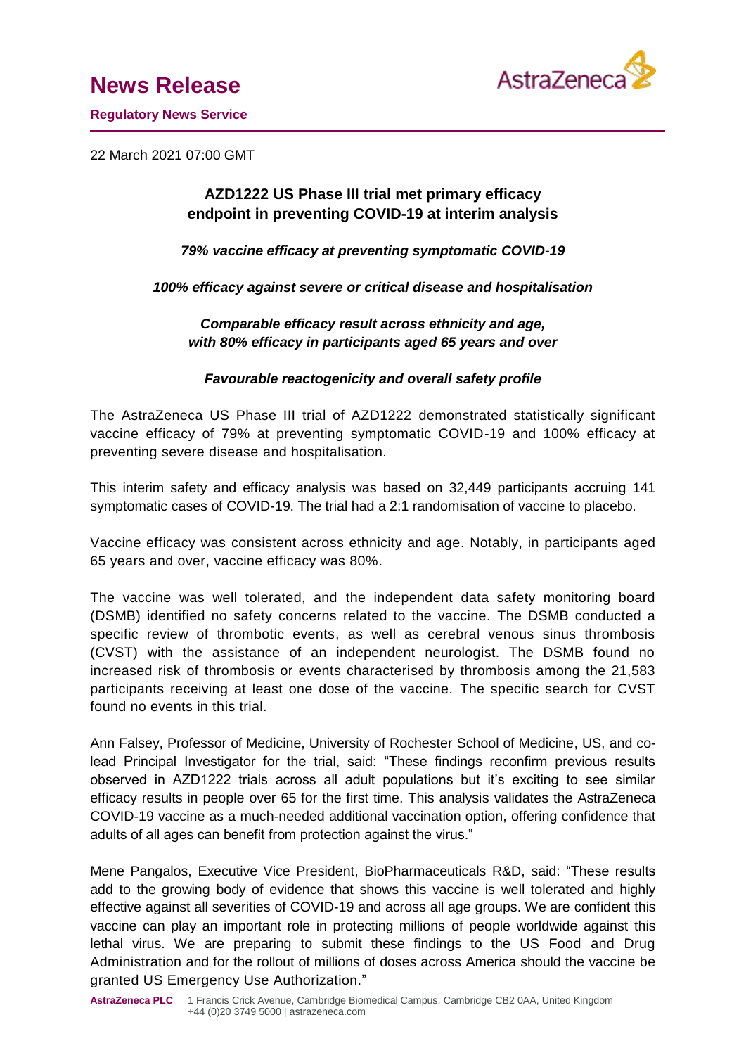# News Release

**Regulatory News Service**

22 March 2021 07:00 GMT

## AZD1222 US Phase III trial met primary efficacy endpoint in preventing COVID-19 at interim analysis

***79% vaccine efficacy at preventing symptomatic COVID-19***

***100% efficacy against severe or critical disease and hospitalisation***

***Comparable efficacy result across ethnicity and age, with 80% efficacy in participants aged 65 years and over***

***Favourable reactogenicity and overall safety profile***

The AstraZeneca US Phase III trial of AZD1222 demonstrated statistically significant vaccine efficacy of 79% at preventing symptomatic COVID-19 and 100% efficacy at preventing severe disease and hospitalisation.

This interim safety and efficacy analysis was based on 32,449 participants accruing 141 symptomatic cases of COVID-19. The trial had a 2:1 randomisation of vaccine to placebo.

Vaccine efficacy was consistent across ethnicity and age. Notably, in participants aged 65 years and over, vaccine efficacy was 80%.

The vaccine was well tolerated, and the independent data safety monitoring board (DSMB) identified no safety concerns related to the vaccine. The DSMB conducted a specific review of thrombotic events, as well as cerebral venous sinus thrombosis (CVST) with the assistance of an independent neurologist. The DSMB found no increased risk of thrombosis or events characterised by thrombosis among the 21,583 participants receiving at least one dose of the vaccine. The specific search for CVST found no events in this trial.

Ann Falsey, Professor of Medicine, University of Rochester School of Medicine, US, and co-lead Principal Investigator for the trial, said: "These findings reconfirm previous results observed in AZD1222 trials across all adult populations but it's exciting to see similar efficacy results in people over 65 for the first time. This analysis validates the AstraZeneca COVID-19 vaccine as a much-needed additional vaccination option, offering confidence that adults of all ages can benefit from protection against the virus."

Mene Pangalos, Executive Vice President, BioPharmaceuticals R&D, said: "These results add to the growing body of evidence that shows this vaccine is well tolerated and highly effective against all severities of COVID-19 and across all age groups. We are confident this vaccine can play an important role in protecting millions of people worldwide against this lethal virus. We are preparing to submit these findings to the US Food and Drug Administration and for the rollout of millions of doses across America should the vaccine be granted US Emergency Use Authorization."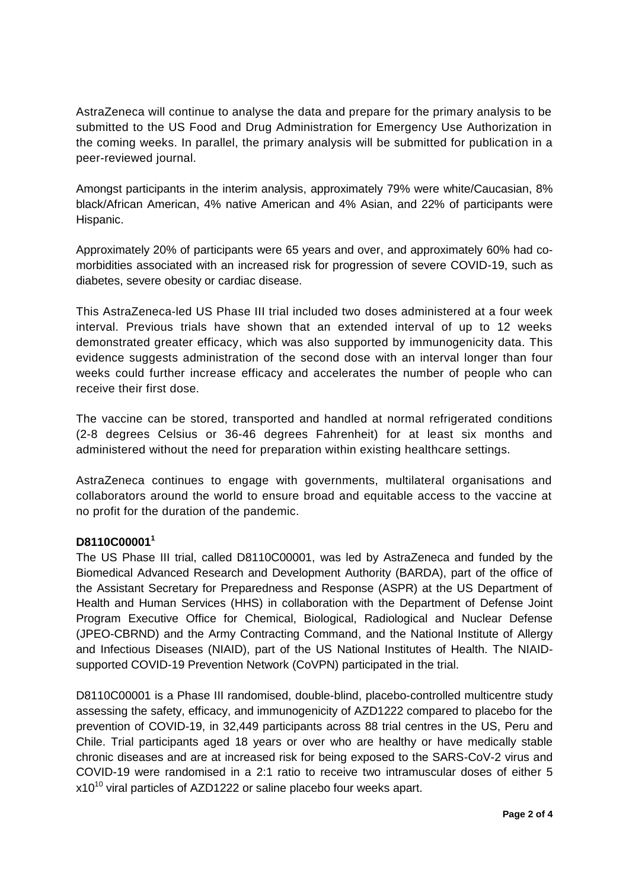AstraZeneca will continue to analyse the data and prepare for the primary analysis to be submitted to the US Food and Drug Administration for Emergency Use Authorization in the coming weeks. In parallel, the primary analysis will be submitted for publication in a peer-reviewed journal.

Amongst participants in the interim analysis, approximately 79% were white/Caucasian, 8% black/African American, 4% native American and 4% Asian, and 22% of participants were Hispanic.

Approximately 20% of participants were 65 years and over, and approximately 60% had co-morbidities associated with an increased risk for progression of severe COVID-19, such as diabetes, severe obesity or cardiac disease.

This AstraZeneca-led US Phase III trial included two doses administered at a four week interval. Previous trials have shown that an extended interval of up to 12 weeks demonstrated greater efficacy, which was also supported by immunogenicity data. This evidence suggests administration of the second dose with an interval longer than four weeks could further increase efficacy and accelerates the number of people who can receive their first dose.

The vaccine can be stored, transported and handled at normal refrigerated conditions (2-8 degrees Celsius or 36-46 degrees Fahrenheit) for at least six months and administered without the need for preparation within existing healthcare settings.

AstraZeneca continues to engage with governments, multilateral organisations and collaborators around the world to ensure broad and equitable access to the vaccine at no profit for the duration of the pandemic.

**D8110C00001[1]**

The US Phase III trial, called D8110C00001, was led by AstraZeneca and funded by the Biomedical Advanced Research and Development Authority (BARDA), part of the office of the Assistant Secretary for Preparedness and Response (ASPR) at the US Department of Health and Human Services (HHS) in collaboration with the Department of Defense Joint Program Executive Office for Chemical, Biological, Radiological and Nuclear Defense (JPEO-CBRND) and the Army Contracting Command, and the National Institute of Allergy and Infectious Diseases (NIAID), part of the US National Institutes of Health. The NIAID-supported COVID-19 Prevention Network (CoVPN) participated in the trial.

D8110C00001 is a Phase III randomised, double-blind, placebo-controlled multicentre study assessing the safety, efficacy, and immunogenicity of AZD1222 compared to placebo for the prevention of COVID-19, in 32,449 participants across 88 trial centres in the US, Peru and Chile. Trial participants aged 18 years or over who are healthy or have medically stable chronic diseases and are at increased risk for being exposed to the SARS-CoV-2 virus and COVID-19 were randomised in a 2:1 ratio to receive two intramuscular doses of either 5 $x10^{10}$ viral particles of AZD1222 or saline placebo four weeks apart.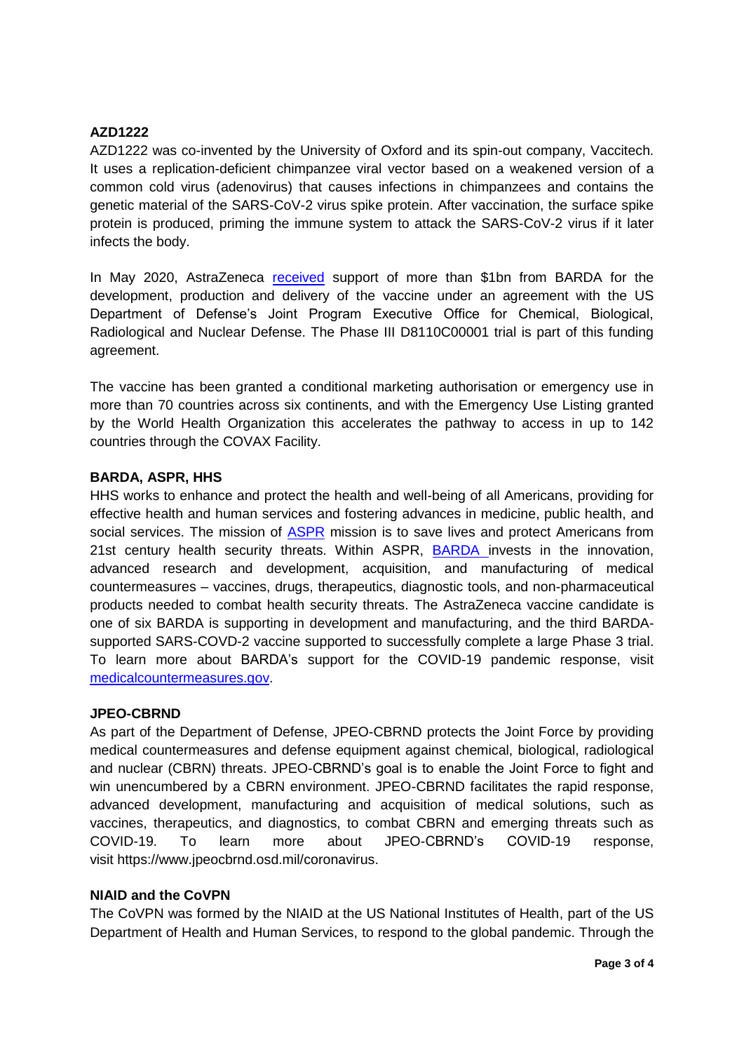**AZD1222**

AZD1222 was co-invented by the University of Oxford and its spin-out company, Vaccitech. It uses a replication-deficient chimpanzee viral vector based on a weakened version of a common cold virus (adenovirus) that causes infections in chimpanzees and contains the genetic material of the SARS-CoV-2 virus spike protein. After vaccination, the surface spike protein is produced, priming the immune system to attack the SARS-CoV-2 virus if it later infects the body.

In May 2020, AstraZeneca received support of more than $1bn from BARDA for the development, production and delivery of the vaccine under an agreement with the US Department of Defense's Joint Program Executive Office for Chemical, Biological, Radiological and Nuclear Defense. The Phase III D8110C00001 trial is part of this funding agreement.

The vaccine has been granted a conditional marketing authorisation or emergency use in more than 70 countries across six continents, and with the Emergency Use Listing granted by the World Health Organization this accelerates the pathway to access in up to 142 countries through the COVAX Facility.

**BARDA, ASPR, HHS**

HHS works to enhance and protect the health and well-being of all Americans, providing for effective health and human services and fostering advances in medicine, public health, and social services. The mission of ASPR mission is to save lives and protect Americans from 21st century health security threats. Within ASPR, BARDA invests in the innovation, advanced research and development, acquisition, and manufacturing of medical countermeasures – vaccines, drugs, therapeutics, diagnostic tools, and non-pharmaceutical products needed to combat health security threats. The AstraZeneca vaccine candidate is one of six BARDA is supporting in development and manufacturing, and the third BARDA-supported SARS-COVD-2 vaccine supported to successfully complete a large Phase 3 trial. To learn more about BARDA's support for the COVID-19 pandemic response, visit medicalcountermeasures.gov.

**JPEO-CBRND**

As part of the Department of Defense, JPEO-CBRND protects the Joint Force by providing medical countermeasures and defense equipment against chemical, biological, radiological and nuclear (CBRN) threats. JPEO-CBRND's goal is to enable the Joint Force to fight and win unencumbered by a CBRN environment. JPEO-CBRND facilitates the rapid response, advanced development, manufacturing and acquisition of medical solutions, such as vaccines, therapeutics, and diagnostics, to combat CBRN and emerging threats such as COVID-19. To learn more about JPEO-CBRND's COVID-19 response, visit https://www.jpeocbrnd.osd.mil/coronavirus.

**NIAID and the CoVPN**

The CoVPN was formed by the NIAID at the US National Institutes of Health, part of the US Department of Health and Human Services, to respond to the global pandemic. Through the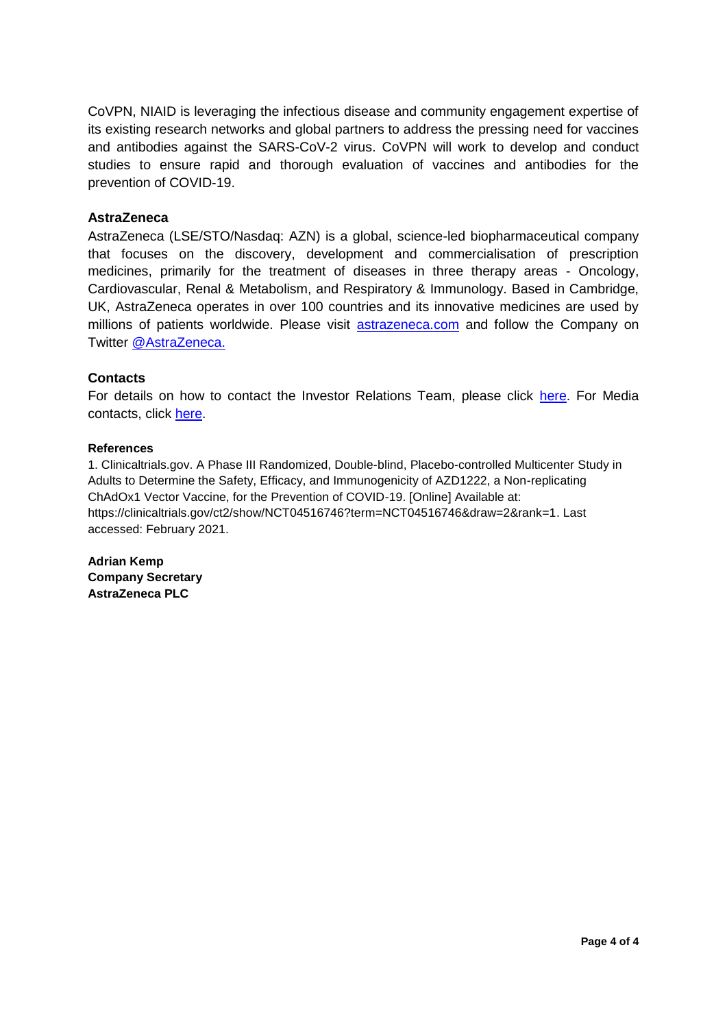CoVPN, NIAID is leveraging the infectious disease and community engagement expertise of its existing research networks and global partners to address the pressing need for vaccines and antibodies against the SARS-CoV-2 virus. CoVPN will work to develop and conduct studies to ensure rapid and thorough evaluation of vaccines and antibodies for the prevention of COVID-19.

**AstraZeneca**

AstraZeneca (LSE/STO/Nasdaq: AZN) is a global, science-led biopharmaceutical company that focuses on the discovery, development and commercialisation of prescription medicines, primarily for the treatment of diseases in three therapy areas - Oncology, Cardiovascular, Renal & Metabolism, and Respiratory & Immunology. Based in Cambridge, UK, AstraZeneca operates in over 100 countries and its innovative medicines are used by millions of patients worldwide. Please visit astrazeneca.com and follow the Company on Twitter @AstraZeneca.

**Contacts**

For details on how to contact the Investor Relations Team, please click here. For Media contacts, click here.

**References**

1. Clinicaltrials.gov. A Phase III Randomized, Double-blind, Placebo-controlled Multicenter Study in Adults to Determine the Safety, Efficacy, and Immunogenicity of AZD1222, a Non-replicating ChAdOx1 Vector Vaccine, for the Prevention of COVID-19. [Online] Available at: https://clinicaltrials.gov/ct2/show/NCT04516746?term=NCT04516746&draw=2&rank=1. Last accessed: February 2021.

**Adrian Kemp**
**Company Secretary**
**AstraZeneca PLC**